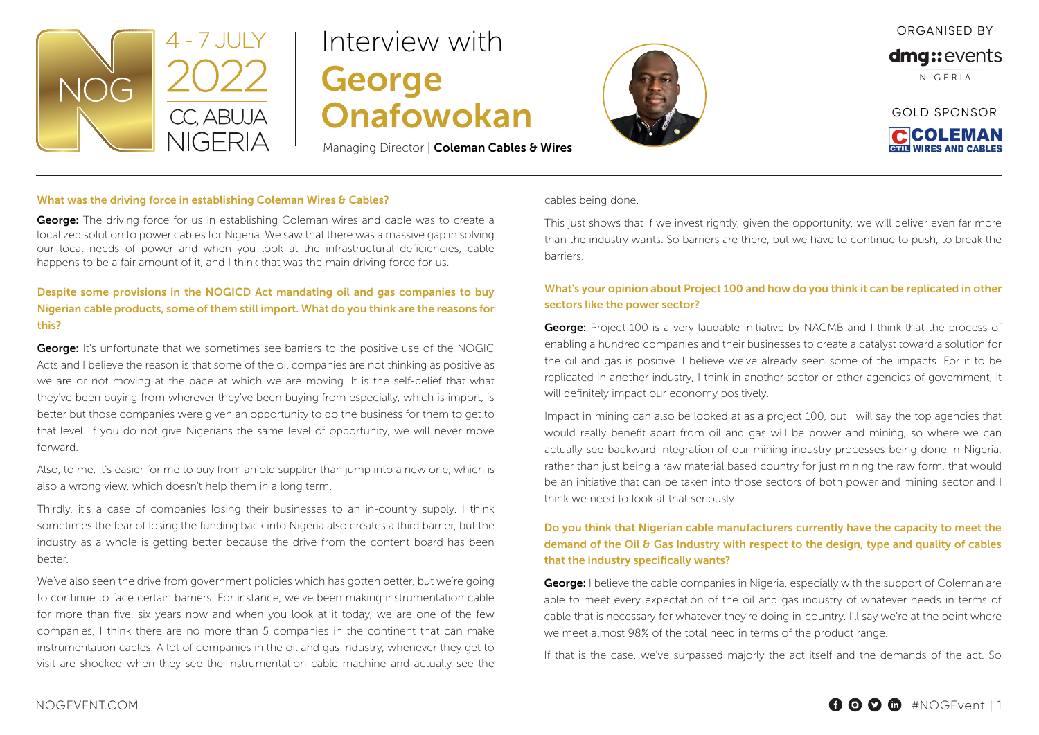NOG 4 - 7 JULY 2022 ICC, ABUJA NIGERIA

# Interview with George Onafowokan

Managing Director | **Coleman Cables & Wires**

ORGANISED BY dmg::events NIGERIA

GOLD SPONSOR COLEMAN WIRES AND CABLES

### What was the driving force in establishing Coleman Wires & Cables?

**George:** The driving force for us in establishing Coleman wires and cable was to create a localized solution to power cables for Nigeria. We saw that there was a massive gap in solving our local needs of power and when you look at the infrastructural deficiencies, cable happens to be a fair amount of it, and I think that was the main driving force for us.

### Despite some provisions in the NOGICD Act mandating oil and gas companies to buy Nigerian cable products, some of them still import. What do you think are the reasons for this?

**George:** It's unfortunate that we sometimes see barriers to the positive use of the NOGIC Acts and I believe the reason is that some of the oil companies are not thinking as positive as we are or not moving at the pace at which we are moving. It is the self-belief that what they've been buying from wherever they've been buying from especially, which is import, is better but those companies were given an opportunity to do the business for them to get to that level. If you do not give Nigerians the same level of opportunity, we will never move forward.

Also, to me, it's easier for me to buy from an old supplier than jump into a new one, which is also a wrong view, which doesn't help them in a long term.

Thirdly, it's a case of companies losing their businesses to an in-country supply. I think sometimes the fear of losing the funding back into Nigeria also creates a third barrier, but the industry as a whole is getting better because the drive from the content board has been better.

We've also seen the drive from government policies which has gotten better, but we're going to continue to face certain barriers. For instance, we've been making instrumentation cable for more than five, six years now and when you look at it today, we are one of the few companies, I think there are no more than 5 companies in the continent that can make instrumentation cables. A lot of companies in the oil and gas industry, whenever they get to visit are shocked when they see the instrumentation cable machine and actually see the cables being done.

This just shows that if we invest rightly, given the opportunity, we will deliver even far more than the industry wants. So barriers are there, but we have to continue to push, to break the barriers.

### What's your opinion about Project 100 and how do you think it can be replicated in other sectors like the power sector?

**George:** Project 100 is a very laudable initiative by NACMB and I think that the process of enabling a hundred companies and their businesses to create a catalyst toward a solution for the oil and gas is positive. I believe we've already seen some of the impacts. For it to be replicated in another industry, I think in another sector or other agencies of government, it will definitely impact our economy positively.

Impact in mining can also be looked at as a project 100, but I will say the top agencies that would really benefit apart from oil and gas will be power and mining, so where we can actually see backward integration of our mining industry processes being done in Nigeria, rather than just being a raw material based country for just mining the raw form, that would be an initiative that can be taken into those sectors of both power and mining sector and I think we need to look at that seriously.

### Do you think that Nigerian cable manufacturers currently have the capacity to meet the demand of the Oil & Gas Industry with respect to the design, type and quality of cables that the industry specifically wants?

**George:** I believe the cable companies in Nigeria, especially with the support of Coleman are able to meet every expectation of the oil and gas industry of whatever needs in terms of cable that is necessary for whatever they're doing in-country. I'll say we're at the point where we meet almost 98% of the total need in terms of the product range.

If that is the case, we've surpassed majorly the act itself and the demands of the act. So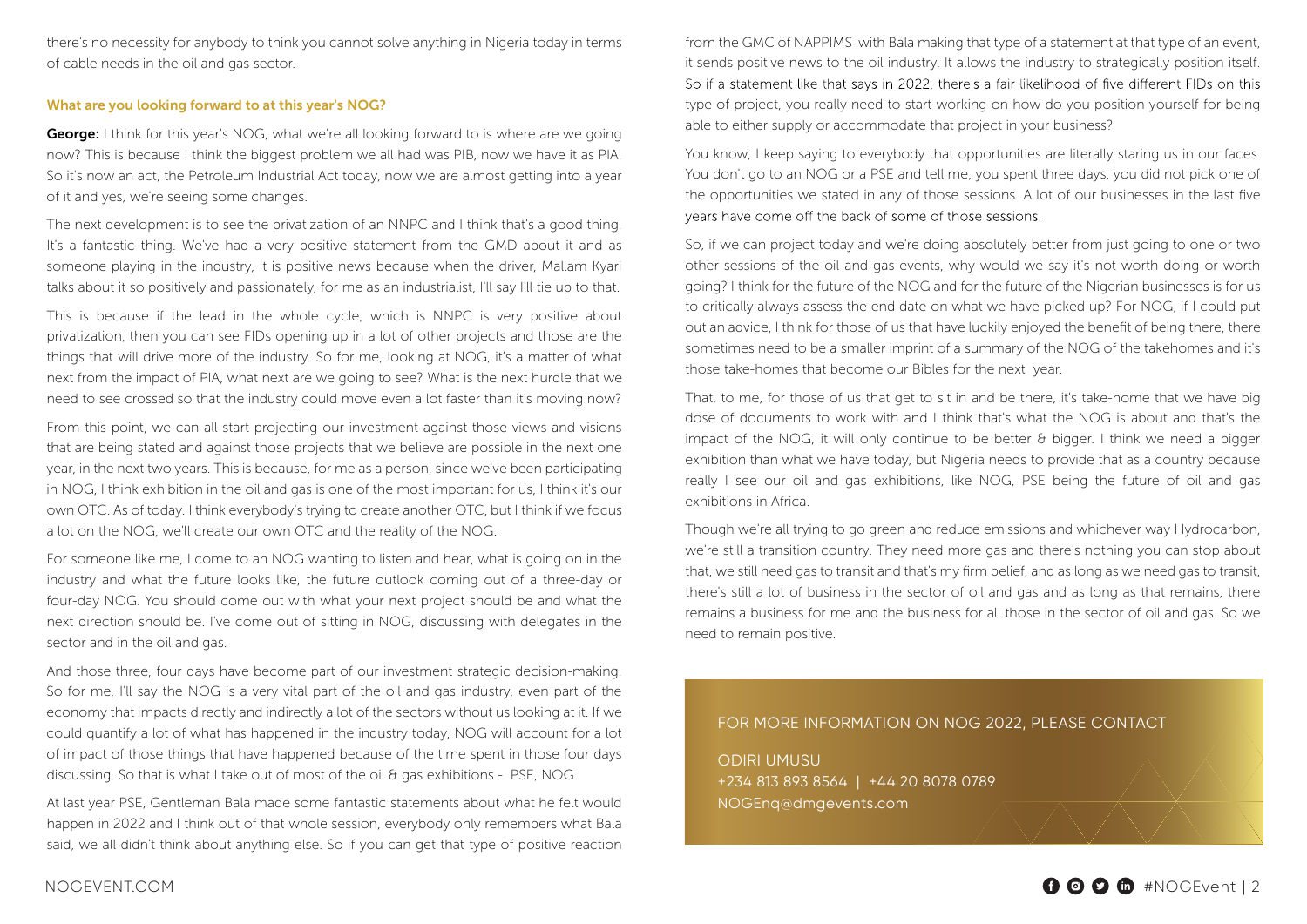there's no necessity for anybody to think you cannot solve anything in Nigeria today in terms of cable needs in the oil and gas sector.

### What are you looking forward to at this year's NOG?

**George:** I think for this year's NOG, what we're all looking forward to is where are we going now? This is because I think the biggest problem we all had was PIB, now we have it as PIA. So it's now an act, the Petroleum Industrial Act today, now we are almost getting into a year of it and yes, we're seeing some changes.

The next development is to see the privatization of an NNPC and I think that's a good thing. It's a fantastic thing. We've had a very positive statement from the GMD about it and as someone playing in the industry, it is positive news because when the driver, Mallam Kyari talks about it so positively and passionately, for me as an industrialist, I'll say I'll tie up to that.

This is because if the lead in the whole cycle, which is NNPC is very positive about privatization, then you can see FIDs opening up in a lot of other projects and those are the things that will drive more of the industry. So for me, looking at NOG, it's a matter of what next from the impact of PIA, what next are we going to see? What is the next hurdle that we need to see crossed so that the industry could move even a lot faster than it's moving now?

From this point, we can all start projecting our investment against those views and visions that are being stated and against those projects that we believe are possible in the next one year, in the next two years. This is because, for me as a person, since we've been participating in NOG, I think exhibition in the oil and gas is one of the most important for us, I think it's our own OTC. As of today. I think everybody's trying to create another OTC, but I think if we focus a lot on the NOG, we'll create our own OTC and the reality of the NOG.

For someone like me, I come to an NOG wanting to listen and hear, what is going on in the industry and what the future looks like, the future outlook coming out of a three-day or four-day NOG. You should come out with what your next project should be and what the next direction should be. I've come out of sitting in NOG, discussing with delegates in the sector and in the oil and gas.

And those three, four days have become part of our investment strategic decision-making. So for me, I'll say the NOG is a very vital part of the oil and gas industry, even part of the economy that impacts directly and indirectly a lot of the sectors without us looking at it. If we could quantify a lot of what has happened in the industry today, NOG will account for a lot of impact of those things that have happened because of the time spent in those four days discussing. So that is what I take out of most of the oil & gas exhibitions - PSE, NOG.

At last year PSE, Gentleman Bala made some fantastic statements about what he felt would happen in 2022 and I think out of that whole session, everybody only remembers what Bala said, we all didn't think about anything else. So if you can get that type of positive reaction from the GMC of NAPPIMS with Bala making that type of a statement at that type of an event, it sends positive news to the oil industry. It allows the industry to strategically position itself. So if a statement like that says in 2022, there's a fair likelihood of five different FIDs on this type of project, you really need to start working on how do you position yourself for being able to either supply or accommodate that project in your business?

You know, I keep saying to everybody that opportunities are literally staring us in our faces. You don't go to an NOG or a PSE and tell me, you spent three days, you did not pick one of the opportunities we stated in any of those sessions. A lot of our businesses in the last five years have come off the back of some of those sessions.

So, if we can project today and we're doing absolutely better from just going to one or two other sessions of the oil and gas events, why would we say it's not worth doing or worth going? I think for the future of the NOG and for the future of the Nigerian businesses is for us to critically always assess the end date on what we have picked up? For NOG, if I could put out an advice, I think for those of us that have luckily enjoyed the benefit of being there, there sometimes need to be a smaller imprint of a summary of the NOG of the takehomes and it's those take-homes that become our Bibles for the next year.

That, to me, for those of us that get to sit in and be there, it's take-home that we have big dose of documents to work with and I think that's what the NOG is about and that's the impact of the NOG, it will only continue to be better & bigger. I think we need a bigger exhibition than what we have today, but Nigeria needs to provide that as a country because really I see our oil and gas exhibitions, like NOG, PSE being the future of oil and gas exhibitions in Africa.

Though we're all trying to go green and reduce emissions and whichever way Hydrocarbon, we're still a transition country. They need more gas and there's nothing you can stop about that, we still need gas to transit and that's my firm belief, and as long as we need gas to transit, there's still a lot of business in the sector of oil and gas and as long as that remains, there remains a business for me and the business for all those in the sector of oil and gas. So we need to remain positive.

FOR MORE INFORMATION ON NOG 2022, PLEASE CONTACT

ODIRI UMUSU
+234 813 893 8564 | +44 20 8078 0789
NOGEnq@dmgevents.com